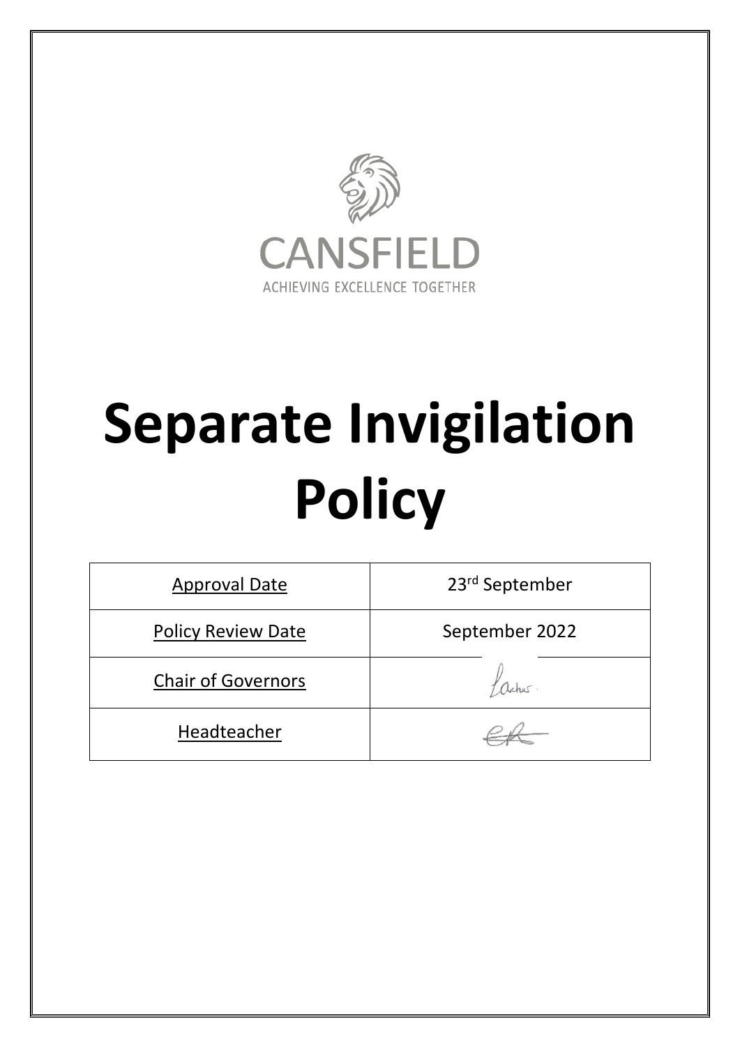CANSFIELD

ACHIEVING EXCELLENCE TOGETHER

# Separate Invigilation Policy

| Approval Date | 23rd September |
| --- | --- |
| Policy Review Date | September 2022 |
| Chair of Governors | |
| Headteacher | |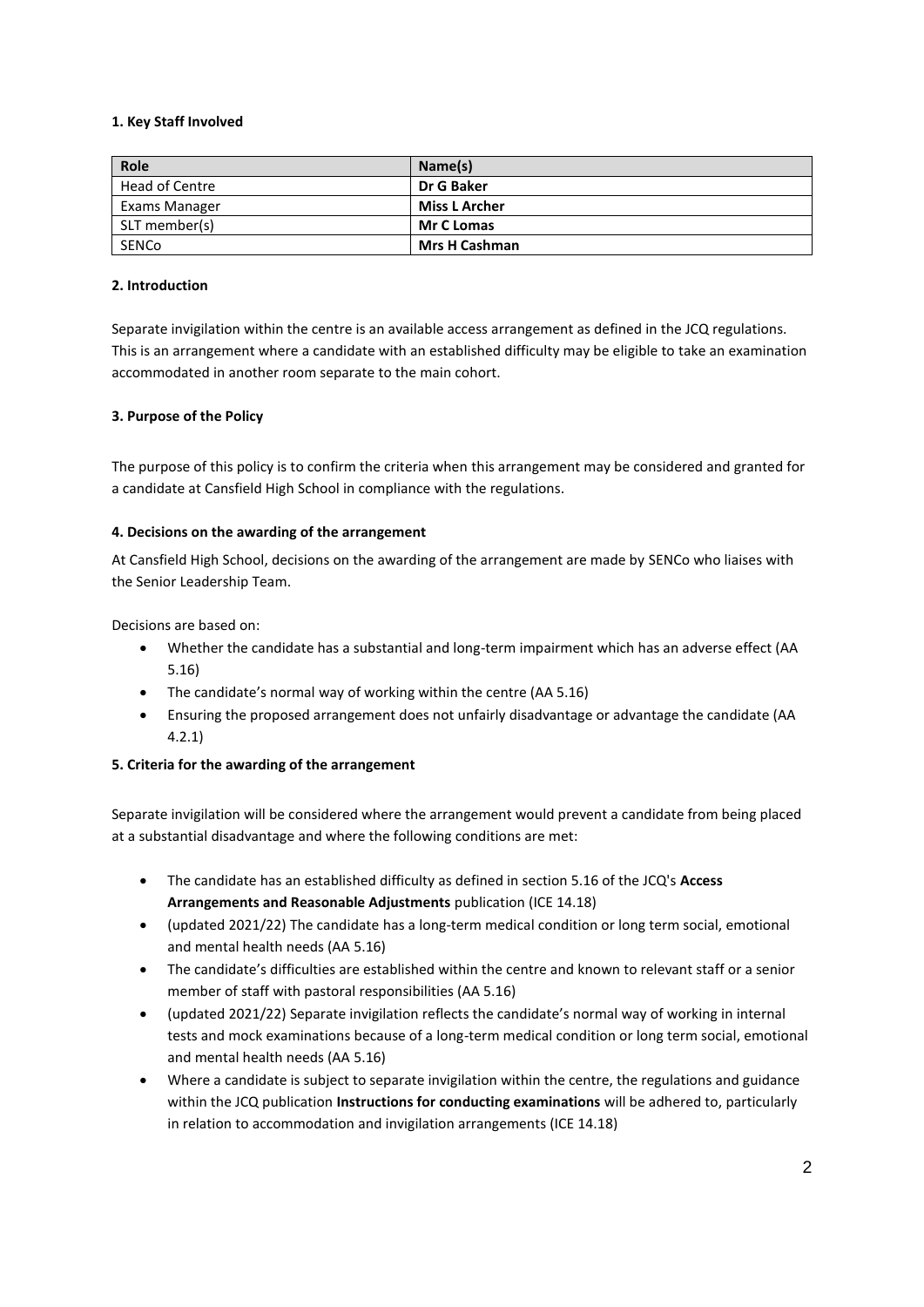**1. Key Staff Involved**

| Role | Name(s) |
|---|---|
| Head of Centre | **Dr G Baker** |
| Exams Manager | **Miss L Archer** |
| SLT member(s) | **Mr C Lomas** |
| SENCo | **Mrs H Cashman** |

**2. Introduction**

Separate invigilation within the centre is an available access arrangement as defined in the JCQ regulations. This is an arrangement where a candidate with an established difficulty may be eligible to take an examination accommodated in another room separate to the main cohort.

**3. Purpose of the Policy**

The purpose of this policy is to confirm the criteria when this arrangement may be considered and granted for a candidate at Cansfield High School in compliance with the regulations.

**4. Decisions on the awarding of the arrangement**

At Cansfield High School, decisions on the awarding of the arrangement are made by SENCo who liaises with the Senior Leadership Team.

Decisions are based on:

- Whether the candidate has a substantial and long-term impairment which has an adverse effect (AA 5.16)
- The candidate's normal way of working within the centre (AA 5.16)
- Ensuring the proposed arrangement does not unfairly disadvantage or advantage the candidate (AA 4.2.1)

**5. Criteria for the awarding of the arrangement**

Separate invigilation will be considered where the arrangement would prevent a candidate from being placed at a substantial disadvantage and where the following conditions are met:

- The candidate has an established difficulty as defined in section 5.16 of the JCQ's **Access Arrangements and Reasonable Adjustments** publication (ICE 14.18)
- (updated 2021/22) The candidate has a long-term medical condition or long term social, emotional and mental health needs (AA 5.16)
- The candidate's difficulties are established within the centre and known to relevant staff or a senior member of staff with pastoral responsibilities (AA 5.16)
- (updated 2021/22) Separate invigilation reflects the candidate's normal way of working in internal tests and mock examinations because of a long-term medical condition or long term social, emotional and mental health needs (AA 5.16)
- Where a candidate is subject to separate invigilation within the centre, the regulations and guidance within the JCQ publication **Instructions for conducting examinations** will be adhered to, particularly in relation to accommodation and invigilation arrangements (ICE 14.18)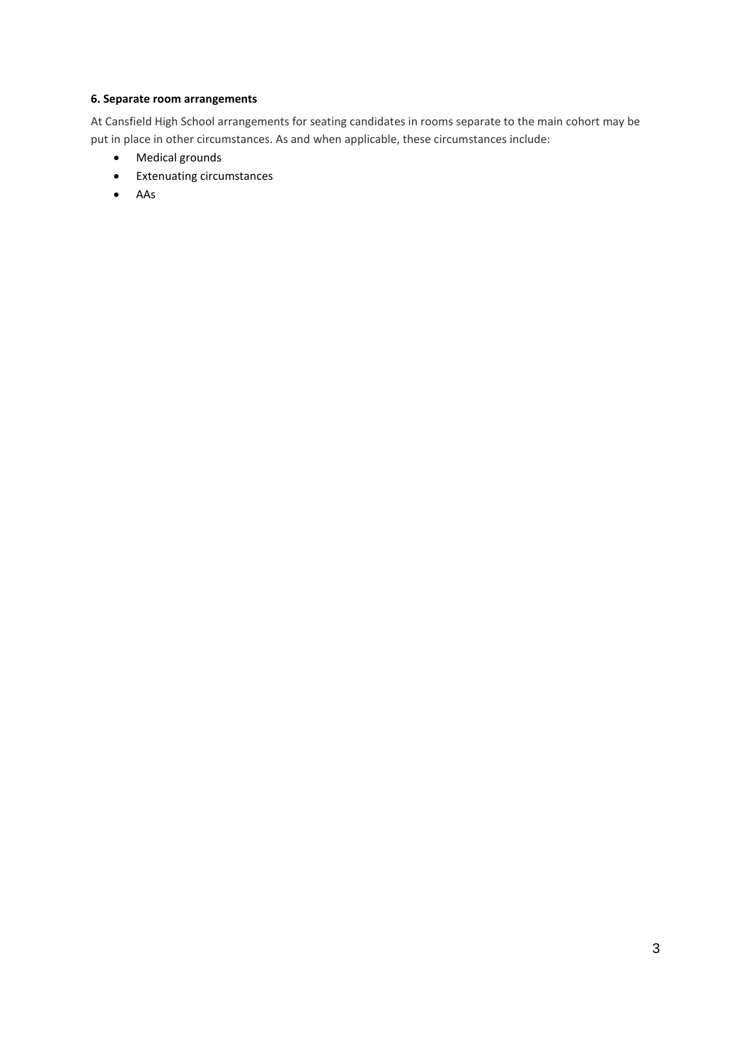**6. Separate room arrangements**

At Cansfield High School arrangements for seating candidates in rooms separate to the main cohort may be put in place in other circumstances. As and when applicable, these circumstances include:

- Medical grounds
- Extenuating circumstances
- AAs